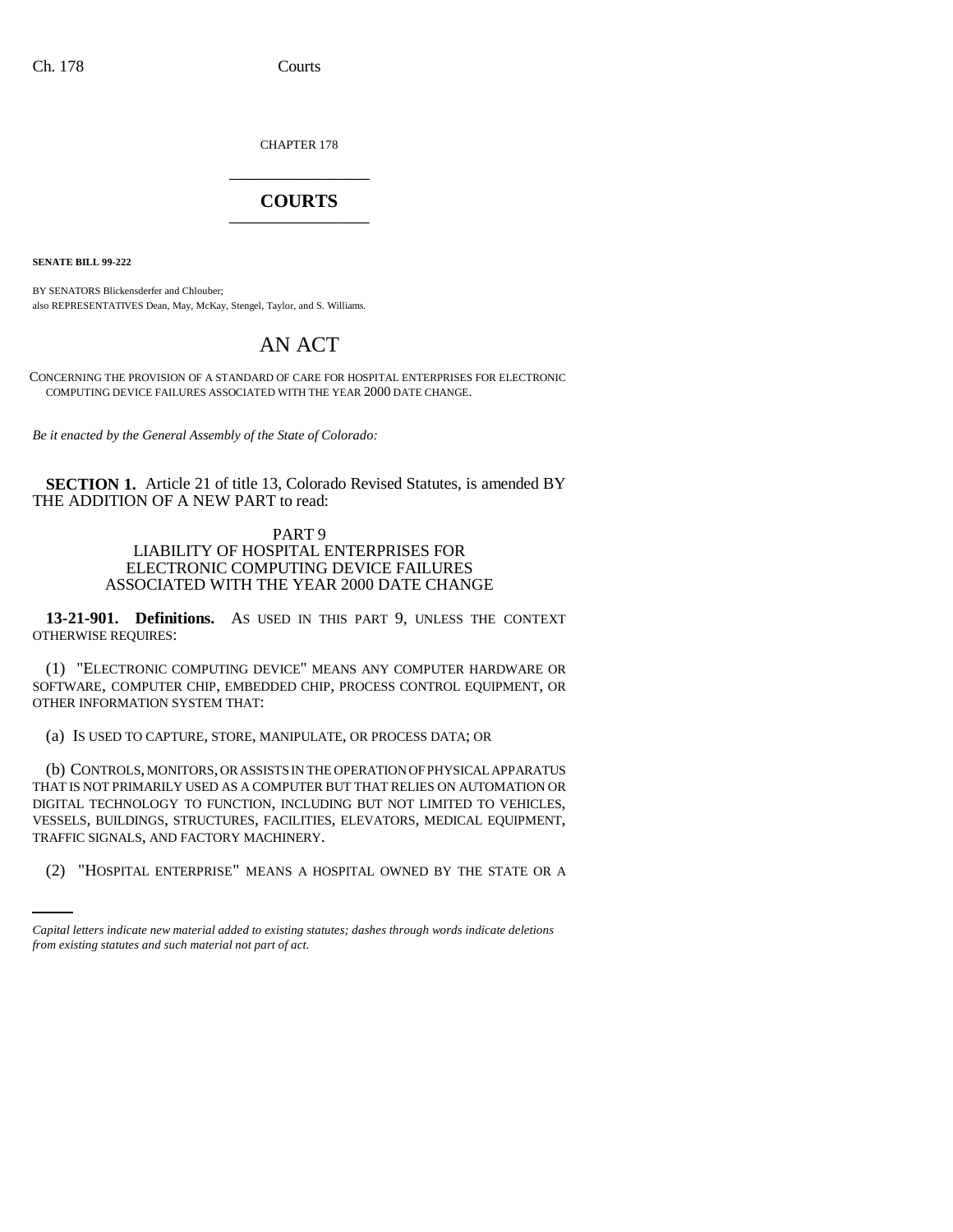CHAPTER 178

# COURTS

**SENATE BILL 99-222**

BY SENATORS Blickensderfer and Chlouber;
also REPRESENTATIVES Dean, May, McKay, Stengel, Taylor, and S. Williams.

# AN ACT

CONCERNING THE PROVISION OF A STANDARD OF CARE FOR HOSPITAL ENTERPRISES FOR ELECTRONIC COMPUTING DEVICE FAILURES ASSOCIATED WITH THE YEAR 2000 DATE CHANGE.

*Be it enacted by the General Assembly of the State of Colorado:*

**SECTION 1.** Article 21 of title 13, Colorado Revised Statutes, is amended BY THE ADDITION OF A NEW PART to read:

PART 9
LIABILITY OF HOSPITAL ENTERPRISES FOR
ELECTRONIC COMPUTING DEVICE FAILURES
ASSOCIATED WITH THE YEAR 2000 DATE CHANGE

**13-21-901. Definitions.** AS USED IN THIS PART 9, UNLESS THE CONTEXT OTHERWISE REQUIRES:

(1) "ELECTRONIC COMPUTING DEVICE" MEANS ANY COMPUTER HARDWARE OR SOFTWARE, COMPUTER CHIP, EMBEDDED CHIP, PROCESS CONTROL EQUIPMENT, OR OTHER INFORMATION SYSTEM THAT:

(a) IS USED TO CAPTURE, STORE, MANIPULATE, OR PROCESS DATA; OR

(b) CONTROLS, MONITORS, OR ASSISTS IN THE OPERATION OF PHYSICAL APPARATUS THAT IS NOT PRIMARILY USED AS A COMPUTER BUT THAT RELIES ON AUTOMATION OR DIGITAL TECHNOLOGY TO FUNCTION, INCLUDING BUT NOT LIMITED TO VEHICLES, VESSELS, BUILDINGS, STRUCTURES, FACILITIES, ELEVATORS, MEDICAL EQUIPMENT, TRAFFIC SIGNALS, AND FACTORY MACHINERY.

(2) "HOSPITAL ENTERPRISE" MEANS A HOSPITAL OWNED BY THE STATE OR A

*Capital letters indicate new material added to existing statutes; dashes through words indicate deletions from existing statutes and such material not part of act.*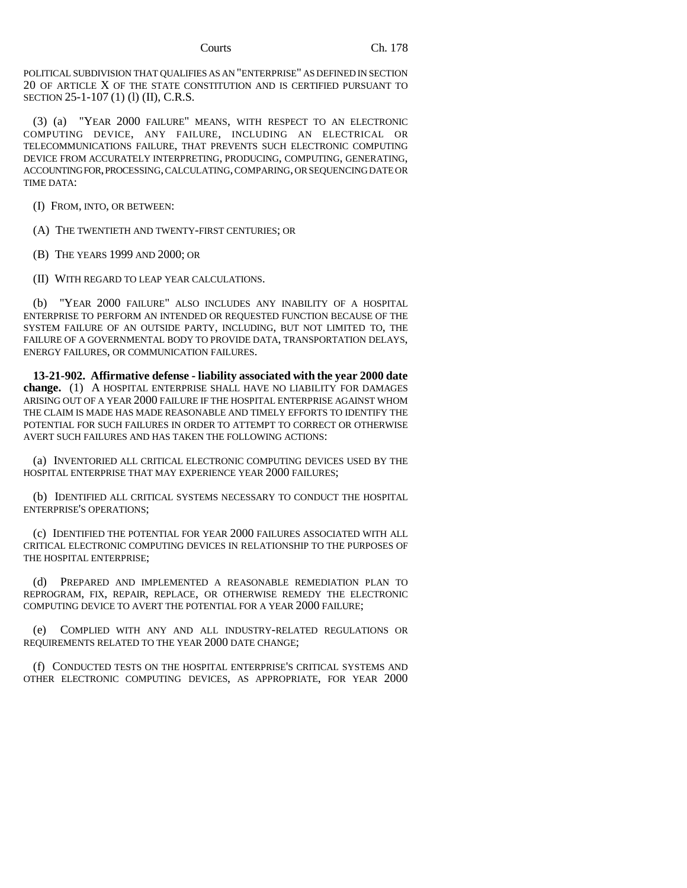POLITICAL SUBDIVISION THAT QUALIFIES AS AN "ENTERPRISE" AS DEFINED IN SECTION 20 OF ARTICLE X OF THE STATE CONSTITUTION AND IS CERTIFIED PURSUANT TO SECTION 25-1-107 (1) (l) (II), C.R.S.

(3) (a) "YEAR 2000 FAILURE" MEANS, WITH RESPECT TO AN ELECTRONIC COMPUTING DEVICE, ANY FAILURE, INCLUDING AN ELECTRICAL OR TELECOMMUNICATIONS FAILURE, THAT PREVENTS SUCH ELECTRONIC COMPUTING DEVICE FROM ACCURATELY INTERPRETING, PRODUCING, COMPUTING, GENERATING, ACCOUNTING FOR, PROCESSING, CALCULATING, COMPARING, OR SEQUENCING DATE OR TIME DATA:

(I) FROM, INTO, OR BETWEEN:

(A) THE TWENTIETH AND TWENTY-FIRST CENTURIES; OR

(B) THE YEARS 1999 AND 2000; OR

(II) WITH REGARD TO LEAP YEAR CALCULATIONS.

(b) "YEAR 2000 FAILURE" ALSO INCLUDES ANY INABILITY OF A HOSPITAL ENTERPRISE TO PERFORM AN INTENDED OR REQUESTED FUNCTION BECAUSE OF THE SYSTEM FAILURE OF AN OUTSIDE PARTY, INCLUDING, BUT NOT LIMITED TO, THE FAILURE OF A GOVERNMENTAL BODY TO PROVIDE DATA, TRANSPORTATION DELAYS, ENERGY FAILURES, OR COMMUNICATION FAILURES.

**13-21-902. Affirmative defense - liability associated with the year 2000 date change.** (1) A HOSPITAL ENTERPRISE SHALL HAVE NO LIABILITY FOR DAMAGES ARISING OUT OF A YEAR 2000 FAILURE IF THE HOSPITAL ENTERPRISE AGAINST WHOM THE CLAIM IS MADE HAS MADE REASONABLE AND TIMELY EFFORTS TO IDENTIFY THE POTENTIAL FOR SUCH FAILURES IN ORDER TO ATTEMPT TO CORRECT OR OTHERWISE AVERT SUCH FAILURES AND HAS TAKEN THE FOLLOWING ACTIONS:

(a) INVENTORIED ALL CRITICAL ELECTRONIC COMPUTING DEVICES USED BY THE HOSPITAL ENTERPRISE THAT MAY EXPERIENCE YEAR 2000 FAILURES;

(b) IDENTIFIED ALL CRITICAL SYSTEMS NECESSARY TO CONDUCT THE HOSPITAL ENTERPRISE'S OPERATIONS;

(c) IDENTIFIED THE POTENTIAL FOR YEAR 2000 FAILURES ASSOCIATED WITH ALL CRITICAL ELECTRONIC COMPUTING DEVICES IN RELATIONSHIP TO THE PURPOSES OF THE HOSPITAL ENTERPRISE;

(d) PREPARED AND IMPLEMENTED A REASONABLE REMEDIATION PLAN TO REPROGRAM, FIX, REPAIR, REPLACE, OR OTHERWISE REMEDY THE ELECTRONIC COMPUTING DEVICE TO AVERT THE POTENTIAL FOR A YEAR 2000 FAILURE;

(e) COMPLIED WITH ANY AND ALL INDUSTRY-RELATED REGULATIONS OR REQUIREMENTS RELATED TO THE YEAR 2000 DATE CHANGE;

(f) CONDUCTED TESTS ON THE HOSPITAL ENTERPRISE'S CRITICAL SYSTEMS AND OTHER ELECTRONIC COMPUTING DEVICES, AS APPROPRIATE, FOR YEAR 2000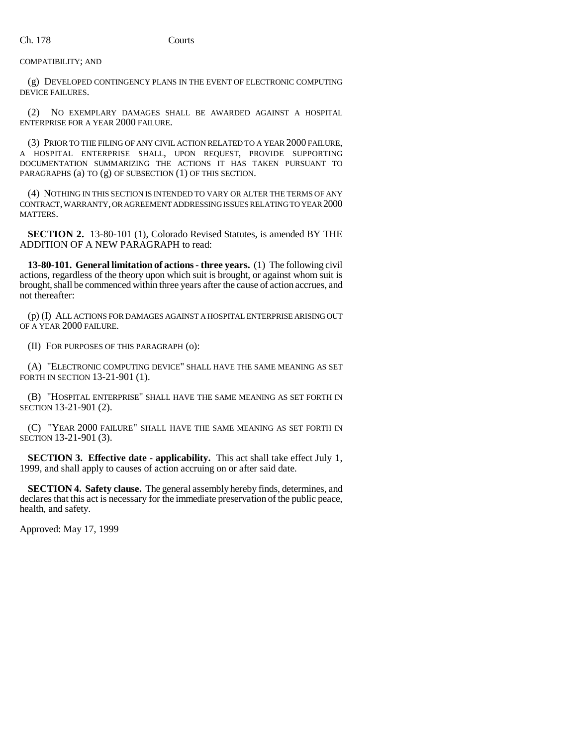COMPATIBILITY; AND

(g) DEVELOPED CONTINGENCY PLANS IN THE EVENT OF ELECTRONIC COMPUTING DEVICE FAILURES.

(2) NO EXEMPLARY DAMAGES SHALL BE AWARDED AGAINST A HOSPITAL ENTERPRISE FOR A YEAR 2000 FAILURE.

(3) PRIOR TO THE FILING OF ANY CIVIL ACTION RELATED TO A YEAR 2000 FAILURE, A HOSPITAL ENTERPRISE SHALL, UPON REQUEST, PROVIDE SUPPORTING DOCUMENTATION SUMMARIZING THE ACTIONS IT HAS TAKEN PURSUANT TO PARAGRAPHS (a) TO (g) OF SUBSECTION (1) OF THIS SECTION.

(4) NOTHING IN THIS SECTION IS INTENDED TO VARY OR ALTER THE TERMS OF ANY CONTRACT, WARRANTY, OR AGREEMENT ADDRESSING ISSUES RELATING TO YEAR 2000 MATTERS.

**SECTION 2.** 13-80-101 (1), Colorado Revised Statutes, is amended BY THE ADDITION OF A NEW PARAGRAPH to read:

**13-80-101. General limitation of actions - three years.** (1) The following civil actions, regardless of the theory upon which suit is brought, or against whom suit is brought, shall be commenced within three years after the cause of action accrues, and not thereafter:

(p) (I) ALL ACTIONS FOR DAMAGES AGAINST A HOSPITAL ENTERPRISE ARISING OUT OF A YEAR 2000 FAILURE.

(II) FOR PURPOSES OF THIS PARAGRAPH (o):

(A) "ELECTRONIC COMPUTING DEVICE" SHALL HAVE THE SAME MEANING AS SET FORTH IN SECTION 13-21-901 (1).

(B) "HOSPITAL ENTERPRISE" SHALL HAVE THE SAME MEANING AS SET FORTH IN SECTION 13-21-901 (2).

(C) "YEAR 2000 FAILURE" SHALL HAVE THE SAME MEANING AS SET FORTH IN SECTION 13-21-901 (3).

**SECTION 3. Effective date - applicability.** This act shall take effect July 1, 1999, and shall apply to causes of action accruing on or after said date.

**SECTION 4. Safety clause.** The general assembly hereby finds, determines, and declares that this act is necessary for the immediate preservation of the public peace, health, and safety.

Approved: May 17, 1999